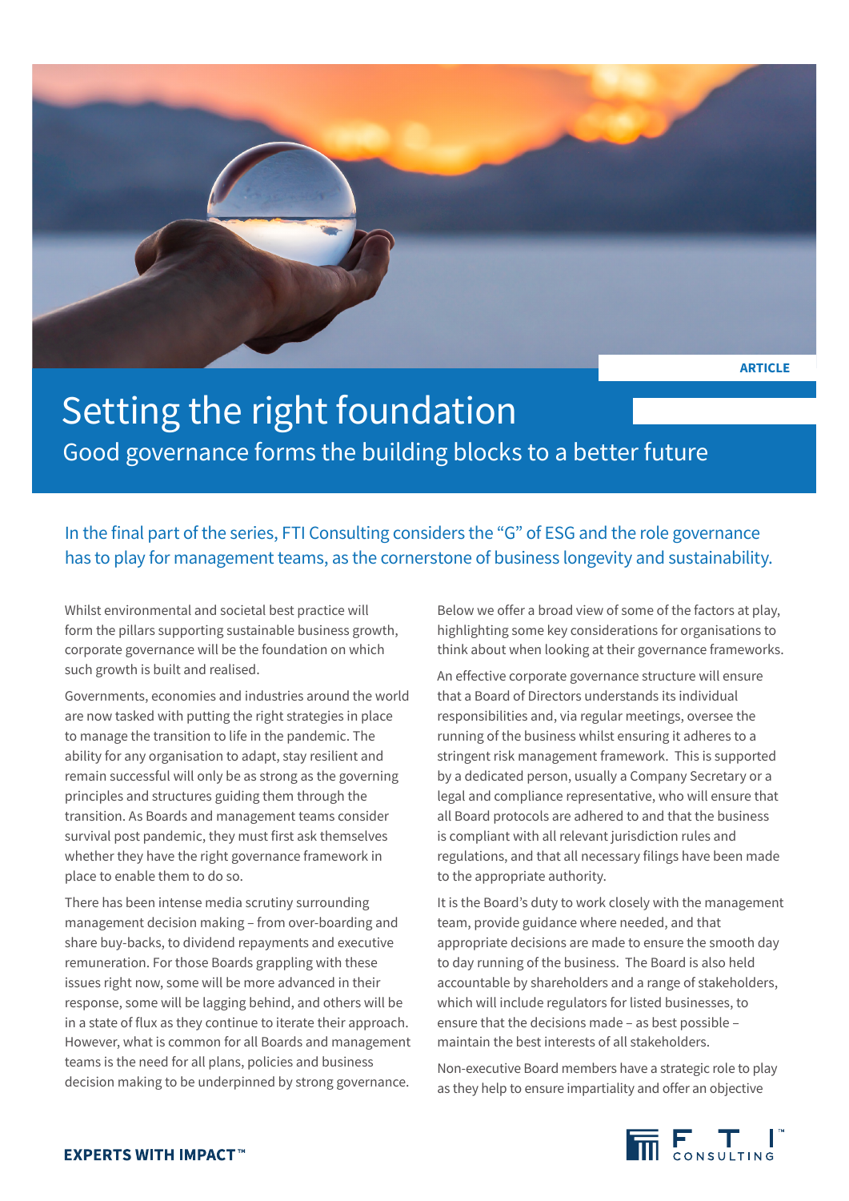ARTICLE

# Setting the right foundation

## Good governance forms the building blocks to a better future

In the final part of the series, FTI Consulting considers the "G" of ESG and the role governance has to play for management teams, as the cornerstone of business longevity and sustainability.

Whilst environmental and societal best practice will form the pillars supporting sustainable business growth, corporate governance will be the foundation on which such growth is built and realised.

Governments, economies and industries around the world are now tasked with putting the right strategies in place to manage the transition to life in the pandemic. The ability for any organisation to adapt, stay resilient and remain successful will only be as strong as the governing principles and structures guiding them through the transition. As Boards and management teams consider survival post pandemic, they must first ask themselves whether they have the right governance framework in place to enable them to do so.

There has been intense media scrutiny surrounding management decision making – from over-boarding and share buy-backs, to dividend repayments and executive remuneration. For those Boards grappling with these issues right now, some will be more advanced in their response, some will be lagging behind, and others will be in a state of flux as they continue to iterate their approach. However, what is common for all Boards and management teams is the need for all plans, policies and business decision making to be underpinned by strong governance.

Below we offer a broad view of some of the factors at play, highlighting some key considerations for organisations to think about when looking at their governance frameworks.

An effective corporate governance structure will ensure that a Board of Directors understands its individual responsibilities and, via regular meetings, oversee the running of the business whilst ensuring it adheres to a stringent risk management framework. This is supported by a dedicated person, usually a Company Secretary or a legal and compliance representative, who will ensure that all Board protocols are adhered to and that the business is compliant with all relevant jurisdiction rules and regulations, and that all necessary filings have been made to the appropriate authority.

It is the Board's duty to work closely with the management team, provide guidance where needed, and that appropriate decisions are made to ensure the smooth day to day running of the business. The Board is also held accountable by shareholders and a range of stakeholders, which will include regulators for listed businesses, to ensure that the decisions made – as best possible – maintain the best interests of all stakeholders.

Non-executive Board members have a strategic role to play as they help to ensure impartiality and offer an objective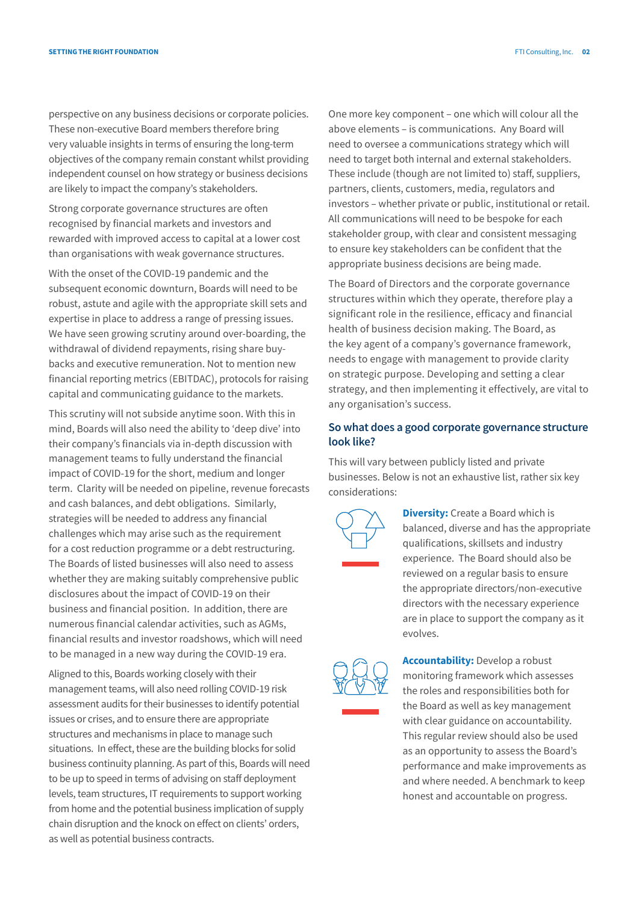perspective on any business decisions or corporate policies. These non-executive Board members therefore bring very valuable insights in terms of ensuring the long-term objectives of the company remain constant whilst providing independent counsel on how strategy or business decisions are likely to impact the company's stakeholders.

Strong corporate governance structures are often recognised by financial markets and investors and rewarded with improved access to capital at a lower cost than organisations with weak governance structures.

With the onset of the COVID-19 pandemic and the subsequent economic downturn, Boards will need to be robust, astute and agile with the appropriate skill sets and expertise in place to address a range of pressing issues. We have seen growing scrutiny around over-boarding, the withdrawal of dividend repayments, rising share buy-backs and executive remuneration. Not to mention new financial reporting metrics (EBITDAC), protocols for raising capital and communicating guidance to the markets.

This scrutiny will not subside anytime soon. With this in mind, Boards will also need the ability to 'deep dive' into their company's financials via in-depth discussion with management teams to fully understand the financial impact of COVID-19 for the short, medium and longer term. Clarity will be needed on pipeline, revenue forecasts and cash balances, and debt obligations. Similarly, strategies will be needed to address any financial challenges which may arise such as the requirement for a cost reduction programme or a debt restructuring. The Boards of listed businesses will also need to assess whether they are making suitably comprehensive public disclosures about the impact of COVID-19 on their business and financial position. In addition, there are numerous financial calendar activities, such as AGMs, financial results and investor roadshows, which will need to be managed in a new way during the COVID-19 era.

Aligned to this, Boards working closely with their management teams, will also need rolling COVID-19 risk assessment audits for their businesses to identify potential issues or crises, and to ensure there are appropriate structures and mechanisms in place to manage such situations. In effect, these are the building blocks for solid business continuity planning. As part of this, Boards will need to be up to speed in terms of advising on staff deployment levels, team structures, IT requirements to support working from home and the potential business implication of supply chain disruption and the knock on effect on clients' orders, as well as potential business contracts.

One more key component – one which will colour all the above elements – is communications. Any Board will need to oversee a communications strategy which will need to target both internal and external stakeholders. These include (though are not limited to) staff, suppliers, partners, clients, customers, media, regulators and investors – whether private or public, institutional or retail. All communications will need to be bespoke for each stakeholder group, with clear and consistent messaging to ensure key stakeholders can be confident that the appropriate business decisions are being made.

The Board of Directors and the corporate governance structures within which they operate, therefore play a significant role in the resilience, efficacy and financial health of business decision making. The Board, as the key agent of a company's governance framework, needs to engage with management to provide clarity on strategic purpose. Developing and setting a clear strategy, and then implementing it effectively, are vital to any organisation's success.

## So what does a good corporate governance structure look like?

This will vary between publicly listed and private businesses. Below is not an exhaustive list, rather six key considerations:

**Diversity:** Create a Board which is balanced, diverse and has the appropriate qualifications, skillsets and industry experience. The Board should also be reviewed on a regular basis to ensure the appropriate directors/non-executive directors with the necessary experience are in place to support the company as it evolves.

**Accountability:** Develop a robust monitoring framework which assesses the roles and responsibilities both for the Board as well as key management with clear guidance on accountability. This regular review should also be used as an opportunity to assess the Board's performance and make improvements as and where needed. A benchmark to keep honest and accountable on progress.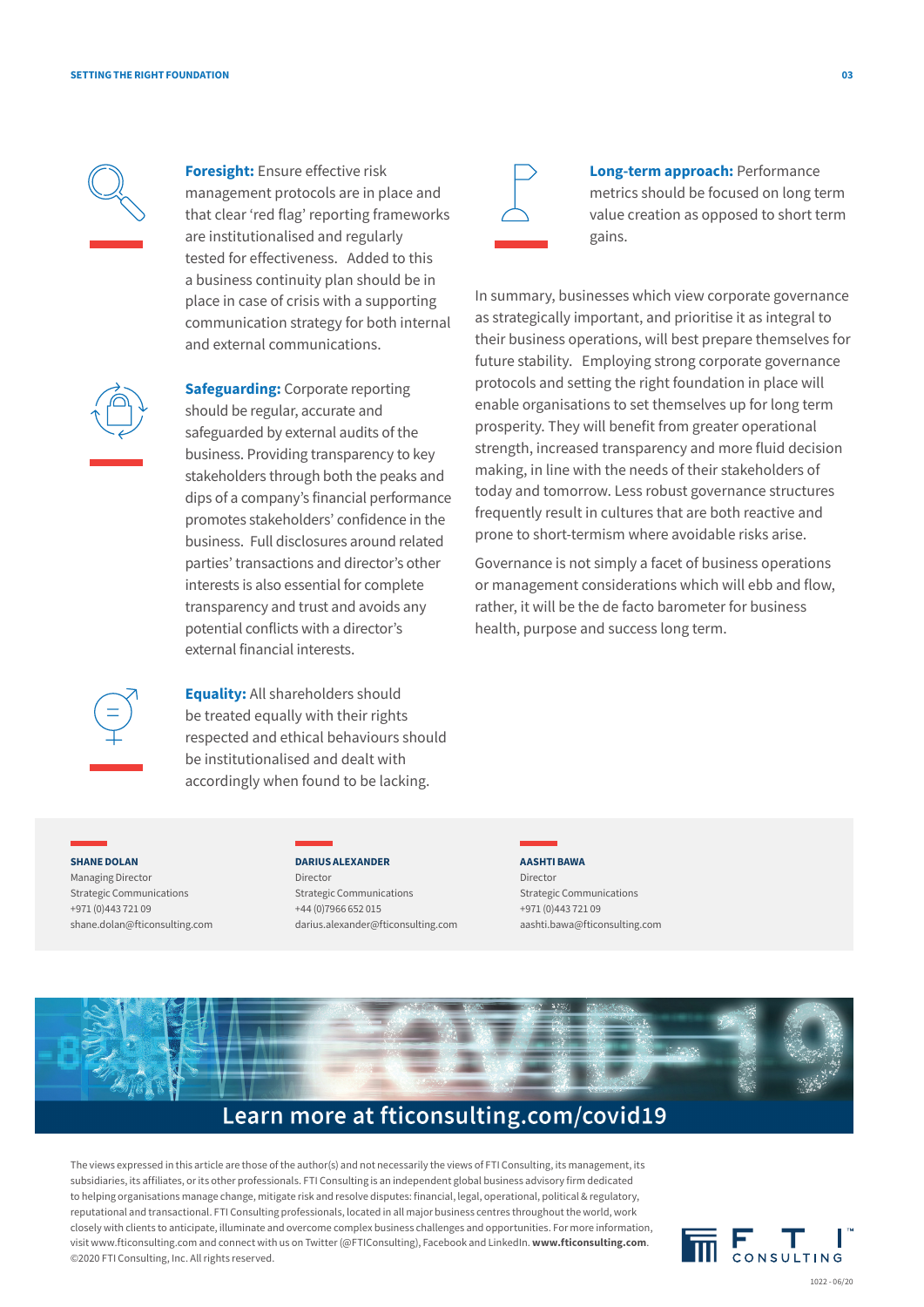**Foresight:** Ensure effective risk management protocols are in place and that clear 'red flag' reporting frameworks are institutionalised and regularly tested for effectiveness. Added to this a business continuity plan should be in place in case of crisis with a supporting communication strategy for both internal and external communications.

**Safeguarding:** Corporate reporting should be regular, accurate and safeguarded by external audits of the business. Providing transparency to key stakeholders through both the peaks and dips of a company's financial performance promotes stakeholders' confidence in the business. Full disclosures around related parties' transactions and director's other interests is also essential for complete transparency and trust and avoids any potential conflicts with a director's external financial interests.

**Equality:** All shareholders should be treated equally with their rights respected and ethical behaviours should be institutionalised and dealt with accordingly when found to be lacking.

**Long-term approach:** Performance metrics should be focused on long term value creation as opposed to short term gains.

In summary, businesses which view corporate governance as strategically important, and prioritise it as integral to their business operations, will best prepare themselves for future stability. Employing strong corporate governance protocols and setting the right foundation in place will enable organisations to set themselves up for long term prosperity. They will benefit from greater operational strength, increased transparency and more fluid decision making, in line with the needs of their stakeholders of today and tomorrow. Less robust governance structures frequently result in cultures that are both reactive and prone to short-termism where avoidable risks arise.

Governance is not simply a facet of business operations or management considerations which will ebb and flow, rather, it will be the de facto barometer for business health, purpose and success long term.

**SHANE DOLAN**
Managing Director
Strategic Communications
+971 (0)443 721 09
shane.dolan@fticonsulting.com

**DARIUS ALEXANDER**
Director
Strategic Communications
+44 (0)7966 652 015
darius.alexander@fticonsulting.com

**AASHTI BAWA**
Director
Strategic Communications
+971 (0)443 721 09
aashti.bawa@fticonsulting.com

Learn more at fticonsulting.com/covid19

The views expressed in this article are those of the author(s) and not necessarily the views of FTI Consulting, its management, its subsidiaries, its affiliates, or its other professionals. FTI Consulting is an independent global business advisory firm dedicated to helping organisations manage change, mitigate risk and resolve disputes: financial, legal, operational, political & regulatory, reputational and transactional. FTI Consulting professionals, located in all major business centres throughout the world, work closely with clients to anticipate, illuminate and overcome complex business challenges and opportunities. For more information, visit www.fticonsulting.com and connect with us on Twitter (@FTIConsulting), Facebook and LinkedIn. **www.fticonsulting.com**.
©2020 FTI Consulting, Inc. All rights reserved.

FTI CONSULTING

1022 - 06/20